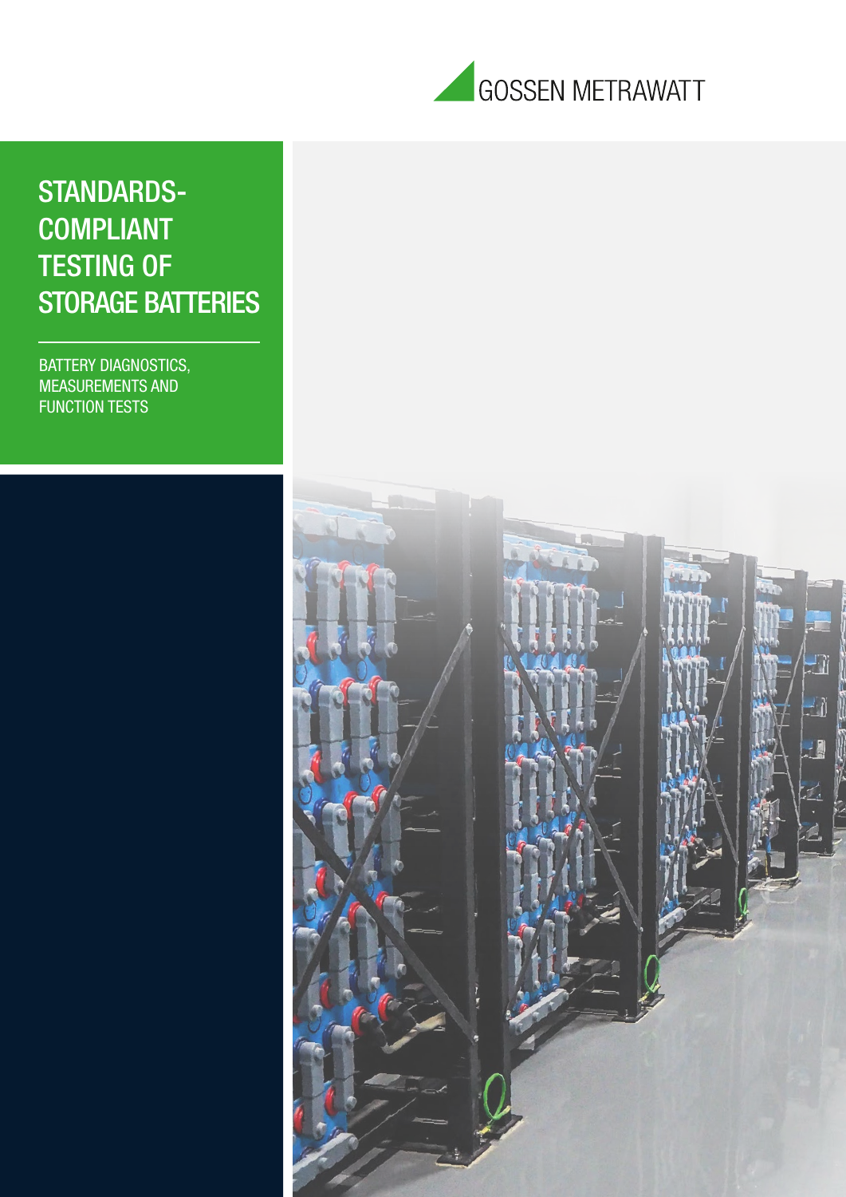GOSSEN METRAWATT

# STANDARDS-COMPLIANT TESTING OF STORAGE BATTERIES

BATTERY DIAGNOSTICS, MEASUREMENTS AND FUNCTION TESTS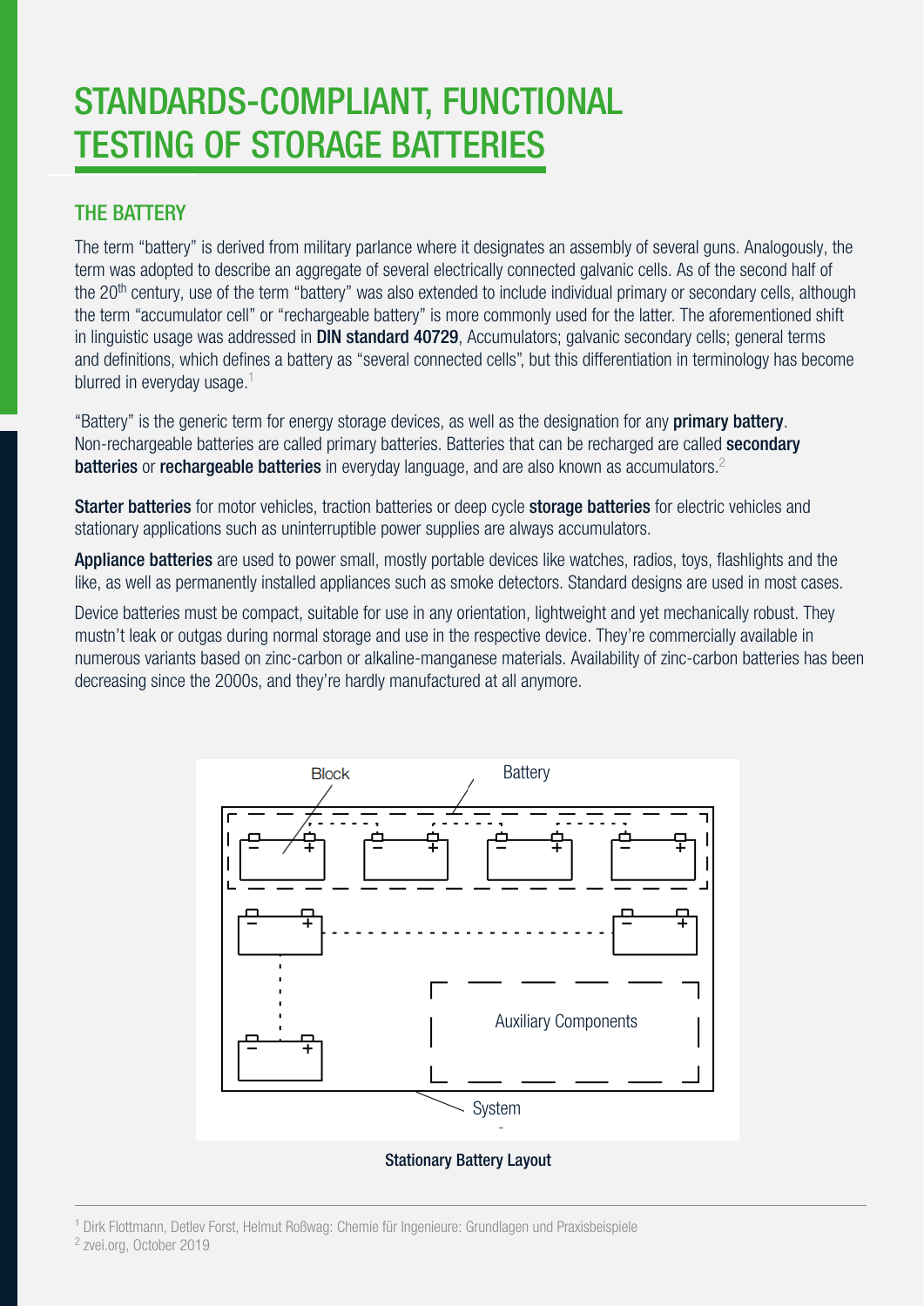# STANDARDS-COMPLIANT, FUNCTIONAL TESTING OF STORAGE BATTERIES

## THE BATTERY

The term "battery" is derived from military parlance where it designates an assembly of several guns. Analogously, the term was adopted to describe an aggregate of several electrically connected galvanic cells. As of the second half of the 20th century, use of the term "battery" was also extended to include individual primary or secondary cells, although the term "accumulator cell" or "rechargeable battery" is more commonly used for the latter. The aforementioned shift in linguistic usage was addressed in **DIN standard 40729**, Accumulators; galvanic secondary cells; general terms and definitions, which defines a battery as "several connected cells", but this differentiation in terminology has become blurred in everyday usage.[1]

"Battery" is the generic term for energy storage devices, as well as the designation for any **primary battery**. Non-rechargeable batteries are called primary batteries. Batteries that can be recharged are called **secondary batteries** or **rechargeable batteries** in everyday language, and are also known as accumulators.[2]

**Starter batteries** for motor vehicles, traction batteries or deep cycle **storage batteries** for electric vehicles and stationary applications such as uninterruptible power supplies are always accumulators.

**Appliance batteries** are used to power small, mostly portable devices like watches, radios, toys, flashlights and the like, as well as permanently installed appliances such as smoke detectors. Standard designs are used in most cases.

Device batteries must be compact, suitable for use in any orientation, lightweight and yet mechanically robust. They mustn't leak or outgas during normal storage and use in the respective device. They're commercially available in numerous variants based on zinc-carbon or alkaline-manganese materials. Availability of zinc-carbon batteries has been decreasing since the 2000s, and they're hardly manufactured at all anymore.

Block | Battery | Auxiliary Components | System

**Stationary Battery Layout**

---

[1] Dirk Flottmann, Detlev Forst, Helmut Roßwag: Chemie für Ingenieure: Grundlagen und Praxisbeispiele

[2] zvei.org, October 2019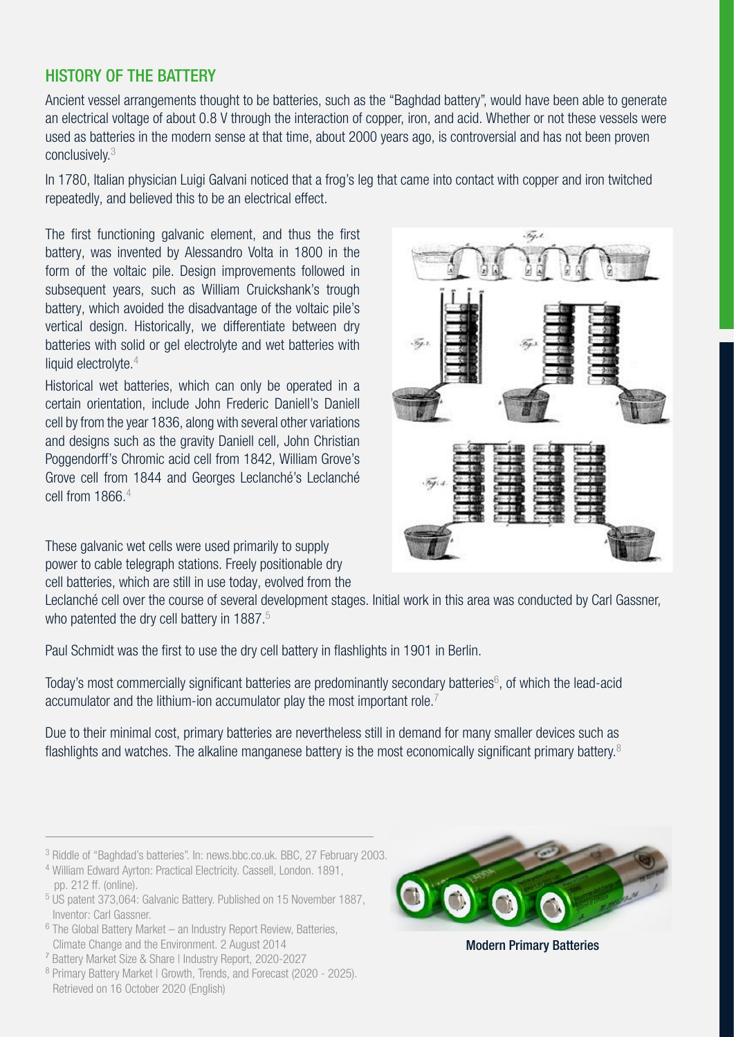## HISTORY OF THE BATTERY

Ancient vessel arrangements thought to be batteries, such as the "Baghdad battery", would have been able to generate an electrical voltage of about 0.8 V through the interaction of copper, iron, and acid. Whether or not these vessels were used as batteries in the modern sense at that time, about 2000 years ago, is controversial and has not been proven conclusively.[3]

In 1780, Italian physician Luigi Galvani noticed that a frog's leg that came into contact with copper and iron twitched repeatedly, and believed this to be an electrical effect.

The first functioning galvanic element, and thus the first battery, was invented by Alessandro Volta in 1800 in the form of the voltaic pile. Design improvements followed in subsequent years, such as William Cruickshank's trough battery, which avoided the disadvantage of the voltaic pile's vertical design. Historically, we differentiate between dry batteries with solid or gel electrolyte and wet batteries with liquid electrolyte.[4]

Historical wet batteries, which can only be operated in a certain orientation, include John Frederic Daniell's Daniell cell by from the year 1836, along with several other variations and designs such as the gravity Daniell cell, John Christian Poggendorff's Chromic acid cell from 1842, William Grove's Grove cell from 1844 and Georges Leclanché's Leclanché cell from 1866.[4]

These galvanic wet cells were used primarily to supply power to cable telegraph stations. Freely positionable dry cell batteries, which are still in use today, evolved from the Leclanché cell over the course of several development stages. Initial work in this area was conducted by Carl Gassner, who patented the dry cell battery in 1887.[5]

Paul Schmidt was the first to use the dry cell battery in flashlights in 1901 in Berlin.

Today's most commercially significant batteries are predominantly secondary batteries[6], of which the lead-acid accumulator and the lithium-ion accumulator play the most important role.[7]

Due to their minimal cost, primary batteries are nevertheless still in demand for many smaller devices such as flashlights and watches. The alkaline manganese battery is the most economically significant primary battery.[8]

Modern Primary Batteries

---

[3] Riddle of "Baghdad's batteries". In: news.bbc.co.uk. BBC, 27 February 2003.

[4] William Edward Ayrton: Practical Electricity. Cassell, London. 1891, pp. 212 ff. (online).

[5] US patent 373,064: Galvanic Battery. Published on 15 November 1887, Inventor: Carl Gassner.

[6] The Global Battery Market – an Industry Report Review, Batteries, Climate Change and the Environment. 2 August 2014

[7] Battery Market Size & Share | Industry Report, 2020-2027

[8] Primary Battery Market | Growth, Trends, and Forecast (2020 - 2025). Retrieved on 16 October 2020 (English)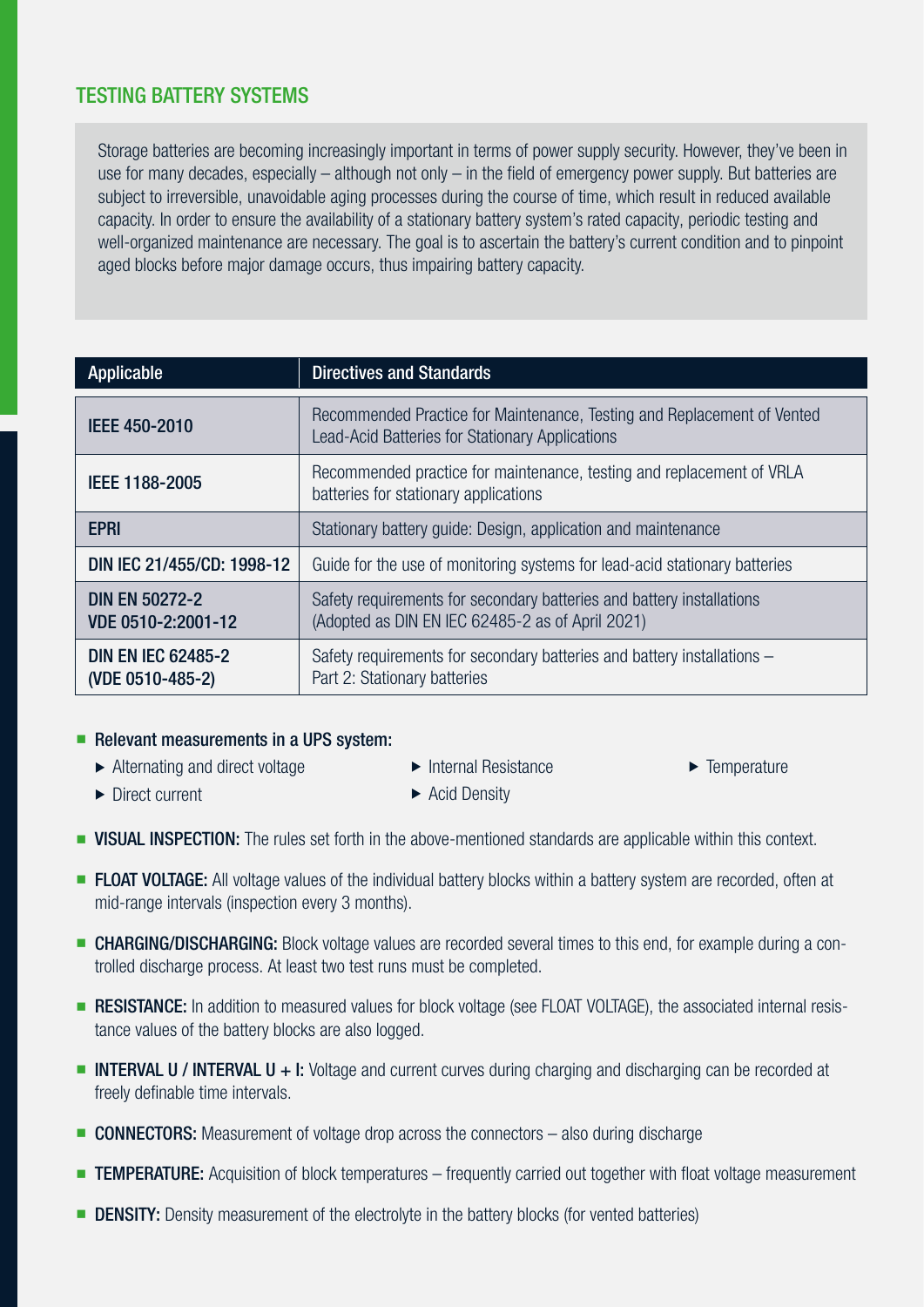## TESTING BATTERY SYSTEMS

Storage batteries are becoming increasingly important in terms of power supply security. However, they've been in use for many decades, especially – although not only – in the field of emergency power supply. But batteries are subject to irreversible, unavoidable aging processes during the course of time, which result in reduced available capacity. In order to ensure the availability of a stationary battery system's rated capacity, periodic testing and well-organized maintenance are necessary. The goal is to ascertain the battery's current condition and to pinpoint aged blocks before major damage occurs, thus impairing battery capacity.

| Applicable | Directives and Standards |
|---|---|
| **IEEE 450-2010** | Recommended Practice for Maintenance, Testing and Replacement of Vented Lead-Acid Batteries for Stationary Applications |
| **IEEE 1188-2005** | Recommended practice for maintenance, testing and replacement of VRLA batteries for stationary applications |
| **EPRI** | Stationary battery guide: Design, application and maintenance |
| **DIN IEC 21/455/CD: 1998-12** | Guide for the use of monitoring systems for lead-acid stationary batteries |
| **DIN EN 50272-2 VDE 0510-2:2001-12** | Safety requirements for secondary batteries and battery installations (Adopted as DIN EN IEC 62485-2 as of April 2021) |
| **DIN EN IEC 62485-2 (VDE 0510-485-2)** | Safety requirements for secondary batteries and battery installations – Part 2: Stationary batteries |

- **Relevant measurements in a UPS system:**
  - Alternating and direct voltage
  - Direct current
  - Internal Resistance
  - Acid Density
  - Temperature
- **VISUAL INSPECTION:** The rules set forth in the above-mentioned standards are applicable within this context.
- **FLOAT VOLTAGE:** All voltage values of the individual battery blocks within a battery system are recorded, often at mid-range intervals (inspection every 3 months).
- **CHARGING/DISCHARGING:** Block voltage values are recorded several times to this end, for example during a controlled discharge process. At least two test runs must be completed.
- **RESISTANCE:** In addition to measured values for block voltage (see FLOAT VOLTAGE), the associated internal resistance values of the battery blocks are also logged.
- **INTERVAL U / INTERVAL U + I:** Voltage and current curves during charging and discharging can be recorded at freely definable time intervals.
- **CONNECTORS:** Measurement of voltage drop across the connectors – also during discharge
- **TEMPERATURE:** Acquisition of block temperatures – frequently carried out together with float voltage measurement
- **DENSITY:** Density measurement of the electrolyte in the battery blocks (for vented batteries)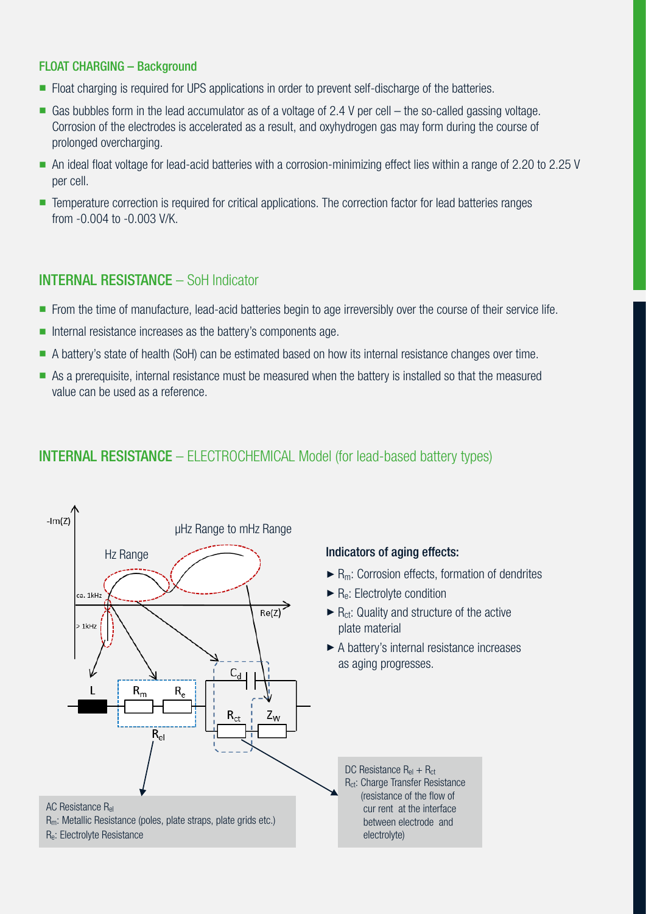## FLOAT CHARGING – Background

- Float charging is required for UPS applications in order to prevent self-discharge of the batteries.
- Gas bubbles form in the lead accumulator as of a voltage of 2.4 V per cell – the so-called gassing voltage. Corrosion of the electrodes is accelerated as a result, and oxyhydrogen gas may form during the course of prolonged overcharging.
- An ideal float voltage for lead-acid batteries with a corrosion-minimizing effect lies within a range of 2.20 to 2.25 V per cell.
- Temperature correction is required for critical applications. The correction factor for lead batteries ranges from -0.004 to -0.003 V/K.

## INTERNAL RESISTANCE – SoH Indicator

- From the time of manufacture, lead-acid batteries begin to age irreversibly over the course of their service life.
- Internal resistance increases as the battery's components age.
- A battery's state of health (SoH) can be estimated based on how its internal resistance changes over time.
- As a prerequisite, internal resistance must be measured when the battery is installed so that the measured value can be used as a reference.

## INTERNAL RESISTANCE – ELECTROCHEMICAL Model (for lead-based battery types)

-Im(Z)

µHz Range to mHz Range

Hz Range

ca. 1kHz

> 1kHz

Re(Z)

L

$R_m$ $R_e$

$R_{el}$

$C_d$

$R_{ct}$ $Z_W$

**Indicators of aging effects:**

- $R_m$: Corrosion effects, formation of dendrites
- $R_e$: Electrolyte condition
- $R_{ct}$: Quality and structure of the active plate material
- A battery's internal resistance increases as aging progresses.

DC Resistance $R_{el} + R_{ct}$
$R_{ct}$: Charge Transfer Resistance (resistance of the flow of cur rent at the interface between electrode and electrolyte)

AC Resistance $R_{el}$
$R_m$: Metallic Resistance (poles, plate straps, plate grids etc.)
$R_e$: Electrolyte Resistance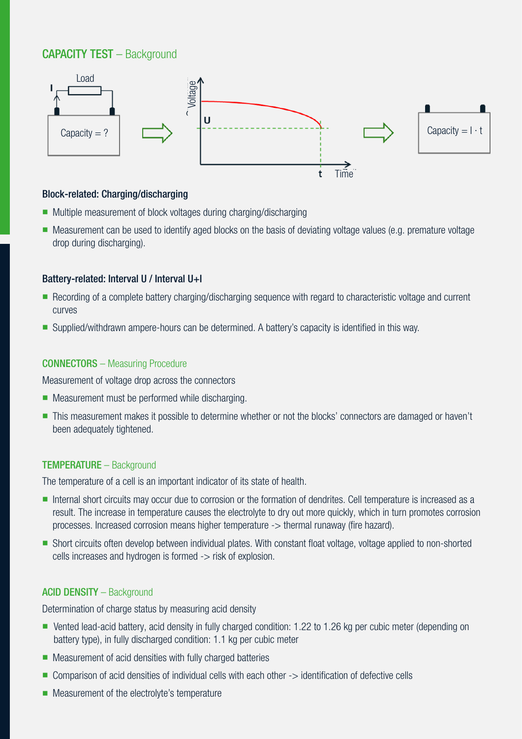## CAPACITY TEST – Background

Load

Capacity = ?

Voltage

U

t Time

Capacity = $I \cdot t$

### Block-related: Charging/discharging

- Multiple measurement of block voltages during charging/discharging
- Measurement can be used to identify aged blocks on the basis of deviating voltage values (e.g. premature voltage drop during discharging).

### Battery-related: Interval U / Interval U+I

- Recording of a complete battery charging/discharging sequence with regard to characteristic voltage and current curves
- Supplied/withdrawn ampere-hours can be determined. A battery's capacity is identified in this way.

## CONNECTORS – Measuring Procedure

Measurement of voltage drop across the connectors

- Measurement must be performed while discharging.
- This measurement makes it possible to determine whether or not the blocks' connectors are damaged or haven't been adequately tightened.

## TEMPERATURE – Background

The temperature of a cell is an important indicator of its state of health.

- Internal short circuits may occur due to corrosion or the formation of dendrites. Cell temperature is increased as a result. The increase in temperature causes the electrolyte to dry out more quickly, which in turn promotes corrosion processes. Increased corrosion means higher temperature -> thermal runaway (fire hazard).
- Short circuits often develop between individual plates. With constant float voltage, voltage applied to non-shorted cells increases and hydrogen is formed -> risk of explosion.

## ACID DENSITY – Background

Determination of charge status by measuring acid density

- Vented lead-acid battery, acid density in fully charged condition: 1.22 to 1.26 kg per cubic meter (depending on battery type), in fully discharged condition: 1.1 kg per cubic meter
- Measurement of acid densities with fully charged batteries
- Comparison of acid densities of individual cells with each other -> identification of defective cells
- Measurement of the electrolyte's temperature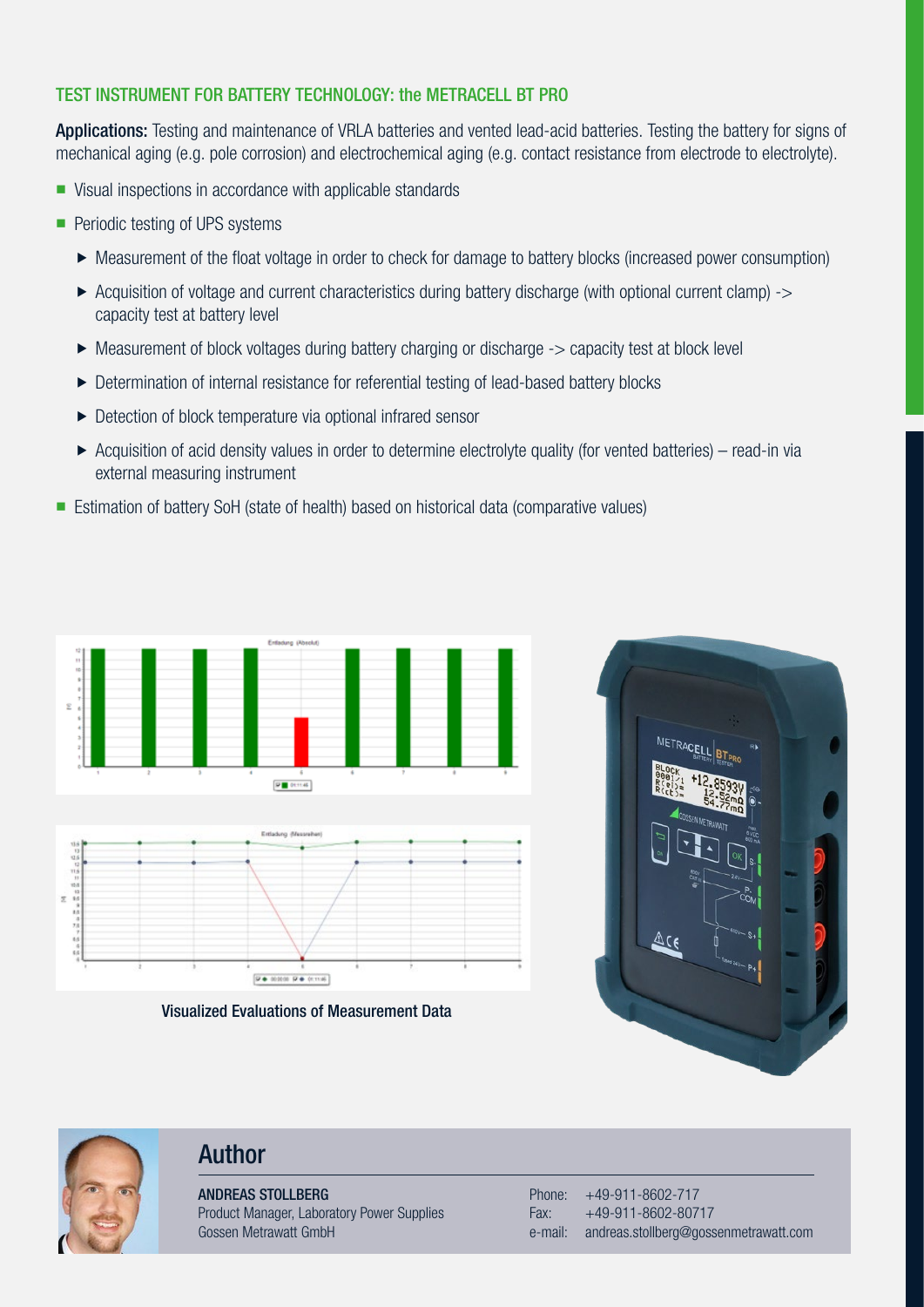## TEST INSTRUMENT FOR BATTERY TECHNOLOGY: the METRACELL BT PRO

**Applications:** Testing and maintenance of VRLA batteries and vented lead-acid batteries. Testing the battery for signs of mechanical aging (e.g. pole corrosion) and electrochemical aging (e.g. contact resistance from electrode to electrolyte).

- Visual inspections in accordance with applicable standards
- Periodic testing of UPS systems
  - Measurement of the float voltage in order to check for damage to battery blocks (increased power consumption)
  - Acquisition of voltage and current characteristics during battery discharge (with optional current clamp) -> capacity test at battery level
  - Measurement of block voltages during battery charging or discharge -> capacity test at block level
  - Determination of internal resistance for referential testing of lead-based battery blocks
  - Detection of block temperature via optional infrared sensor
  - Acquisition of acid density values in order to determine electrolyte quality (for vented batteries) – read-in via external measuring instrument
- Estimation of battery SoH (state of health) based on historical data (comparative values)

Visualized Evaluations of Measurement Data

## Author

**ANDREAS STOLLBERG**
Product Manager, Laboratory Power Supplies
Gossen Metrawatt GmbH

Phone: +49-911-8602-717
Fax: +49-911-8602-80717
e-mail: andreas.stollberg@gossenmetrawatt.com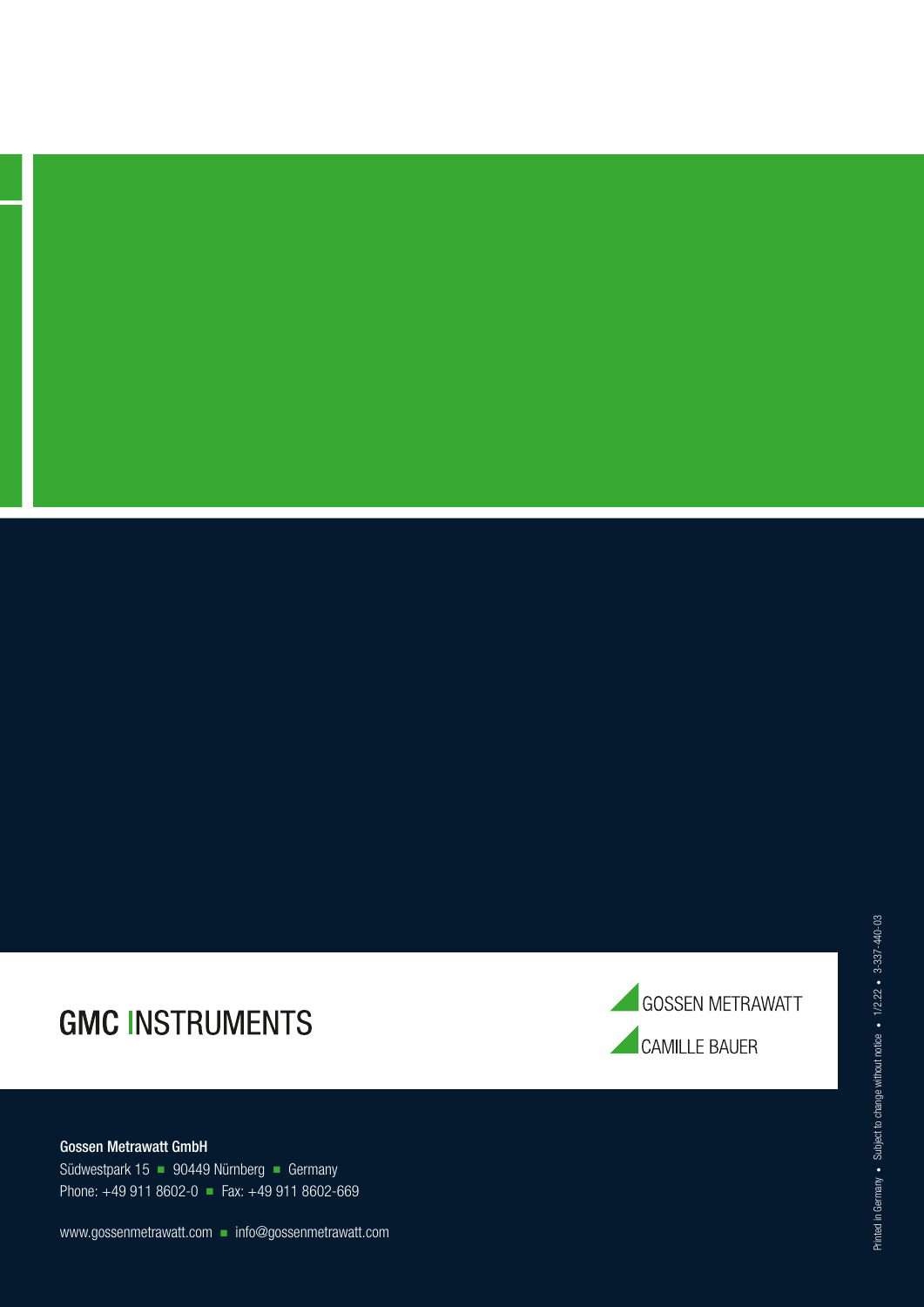GMC INSTRUMENTS

GOSSEN METRAWATT

CAMILLE BAUER

**Gossen Metrawatt GmbH**

Südwestpark 15 ■ 90449 Nürnberg ■ Germany

Phone: +49 911 8602-0 ■ Fax: +49 911 8602-669

www.gossenmetrawatt.com ■ info@gossenmetrawatt.com

Printed in Germany • Subject to change without notice • 1/2.22 • 3-337-440-03